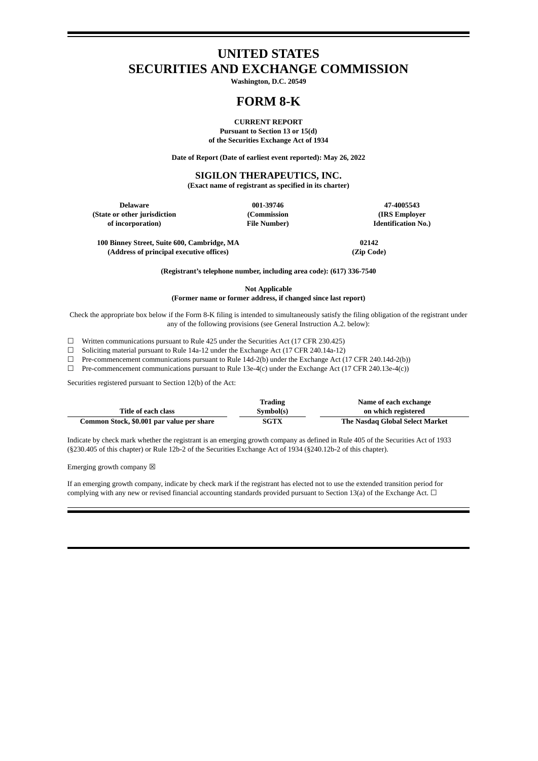# UNITED STATES
# SECURITIES AND EXCHANGE COMMISSION

**Washington, D.C. 20549**

# FORM 8-K

**CURRENT REPORT**
**Pursuant to Section 13 or 15(d)**
**of the Securities Exchange Act of 1934**

**Date of Report (Date of earliest event reported): May 26, 2022**

## SIGILON THERAPEUTICS, INC.

**(Exact name of registrant as specified in its charter)**

| Delaware | 001-39746 | 47-4005543 |
|---|---|---|
| (State or other jurisdiction of incorporation) | (Commission File Number) | (IRS Employer Identification No.) |

| 100 Binney Street, Suite 600, Cambridge, MA | 02142 |
|---|---|
| (Address of principal executive offices) | (Zip Code) |

**(Registrant's telephone number, including area code): (617) 336-7540**

**Not Applicable**
**(Former name or former address, if changed since last report)**

Check the appropriate box below if the Form 8-K filing is intended to simultaneously satisfy the filing obligation of the registrant under any of the following provisions (see General Instruction A.2. below):

☐ Written communications pursuant to Rule 425 under the Securities Act (17 CFR 230.425)
☐ Soliciting material pursuant to Rule 14a-12 under the Exchange Act (17 CFR 240.14a-12)
☐ Pre-commencement communications pursuant to Rule 14d-2(b) under the Exchange Act (17 CFR 240.14d-2(b))
☐ Pre-commencement communications pursuant to Rule 13e-4(c) under the Exchange Act (17 CFR 240.13e-4(c))

Securities registered pursuant to Section 12(b) of the Act:

| Title of each class | Trading Symbol(s) | Name of each exchange on which registered |
|---|---|---|
| Common Stock, $0.001 par value per share | SGTX | The Nasdaq Global Select Market |

Indicate by check mark whether the registrant is an emerging growth company as defined in Rule 405 of the Securities Act of 1933 (§230.405 of this chapter) or Rule 12b-2 of the Securities Exchange Act of 1934 (§240.12b-2 of this chapter).

Emerging growth company ☒

If an emerging growth company, indicate by check mark if the registrant has elected not to use the extended transition period for complying with any new or revised financial accounting standards provided pursuant to Section 13(a) of the Exchange Act. ☐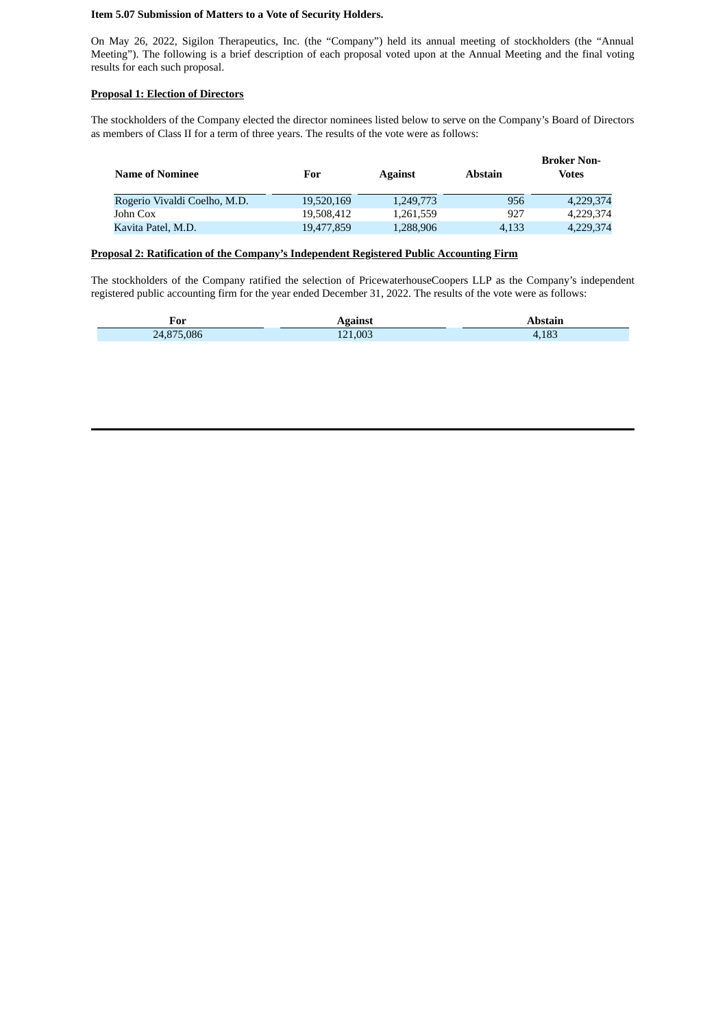**Item 5.07 Submission of Matters to a Vote of Security Holders.**

On May 26, 2022, Sigilon Therapeutics, Inc. (the "Company") held its annual meeting of stockholders (the "Annual Meeting"). The following is a brief description of each proposal voted upon at the Annual Meeting and the final voting results for each such proposal.

**Proposal 1: Election of Directors**

The stockholders of the Company elected the director nominees listed below to serve on the Company's Board of Directors as members of Class II for a term of three years. The results of the vote were as follows:

| Name of Nominee | For | Against | Abstain | Broker Non-Votes |
|---|---|---|---|---|
| Rogerio Vivaldi Coelho, M.D. | 19,520,169 | 1,249,773 | 956 | 4,229,374 |
| John Cox | 19,508,412 | 1,261,559 | 927 | 4,229,374 |
| Kavita Patel, M.D. | 19,477,859 | 1,288,906 | 4,133 | 4,229,374 |

**Proposal 2: Ratification of the Company's Independent Registered Public Accounting Firm**

The stockholders of the Company ratified the selection of PricewaterhouseCoopers LLP as the Company's independent registered public accounting firm for the year ended December 31, 2022. The results of the vote were as follows:

| For | Against | Abstain |
|---|---|---|
| 24,875,086 | 121,003 | 4,183 |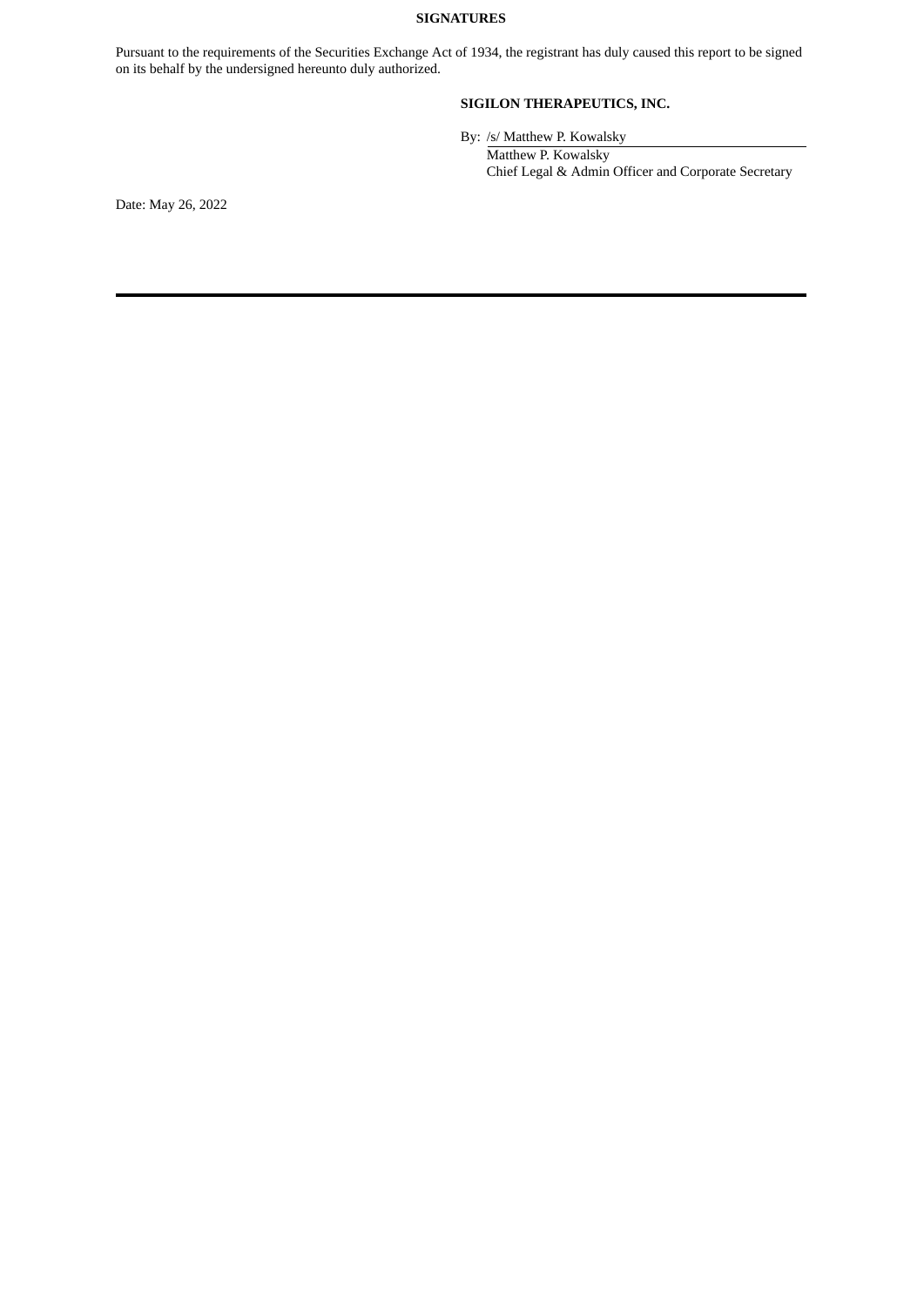**SIGNATURES**

Pursuant to the requirements of the Securities Exchange Act of 1934, the registrant has duly caused this report to be signed on its behalf by the undersigned hereunto duly authorized.

**SIGILON THERAPEUTICS, INC.**

By: /s/ Matthew P. Kowalsky

Matthew P. Kowalsky

Chief Legal & Admin Officer and Corporate Secretary

Date: May 26, 2022